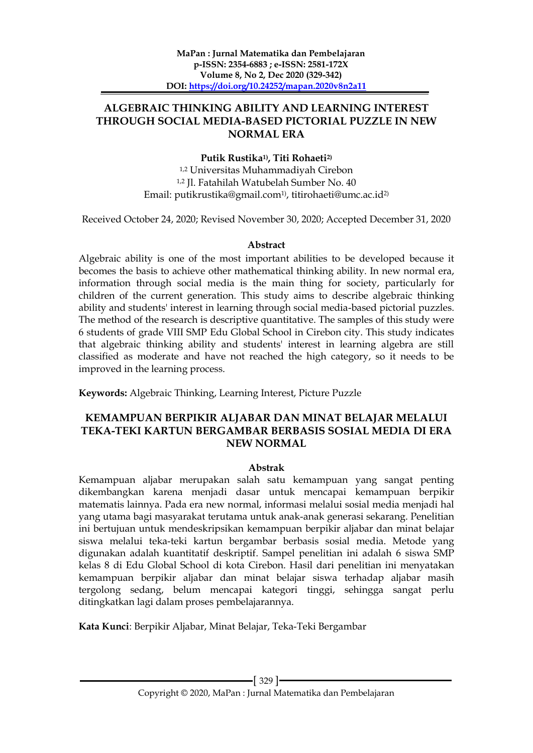# ALGEBRAIC THINKING ABILITY AND LEARNING INTEREST THROUGH SOCIAL MEDIA-BASED PICTORIAL PUZZLE IN NEW NORMAL ERA

**Putik Rustika[1)], Titi Rohaeti[2)]**

[1,2] Universitas Muhammadiyah Cirebon
[1,2] Jl. Fatahilah Watubelah Sumber No. 40
Email: putikrustika@gmail.com[1)], titirohaeti@umc.ac.id[2)]

Received October 24, 2020; Revised November 30, 2020; Accepted December 31, 2020

## Abstract

Algebraic ability is one of the most important abilities to be developed because it becomes the basis to achieve other mathematical thinking ability. In new normal era, information through social media is the main thing for society, particularly for children of the current generation. This study aims to describe algebraic thinking ability and students' interest in learning through social media-based pictorial puzzles. The method of the research is descriptive quantitative. The samples of this study were 6 students of grade VIII SMP Edu Global School in Cirebon city. This study indicates that algebraic thinking ability and students' interest in learning algebra are still classified as moderate and have not reached the high category, so it needs to be improved in the learning process.

**Keywords:** Algebraic Thinking, Learning Interest, Picture Puzzle

# KEMAMPUAN BERPIKIR ALJABAR DAN MINAT BELAJAR MELALUI TEKA-TEKI KARTUN BERGAMBAR BERBASIS SOSIAL MEDIA DI ERA NEW NORMAL

## Abstrak

Kemampuan aljabar merupakan salah satu kemampuan yang sangat penting dikembangkan karena menjadi dasar untuk mencapai kemampuan berpikir matematis lainnya. Pada era new normal, informasi melalui sosial media menjadi hal yang utama bagi masyarakat terutama untuk anak-anak generasi sekarang. Penelitian ini bertujuan untuk mendeskripsikan kemampuan berpikir aljabar dan minat belajar siswa melalui teka-teki kartun bergambar berbasis sosial media. Metode yang digunakan adalah kuantitatif deskriptif. Sampel penelitian ini adalah 6 siswa SMP kelas 8 di Edu Global School di kota Cirebon. Hasil dari penelitian ini menyatakan kemampuan berpikir aljabar dan minat belajar siswa terhadap aljabar masih tergolong sedang, belum mencapai kategori tinggi, sehingga sangat perlu ditingkatkan lagi dalam proses pembelajarannya.

**Kata Kunci**: Berpikir Aljabar, Minat Belajar, Teka-Teki Bergambar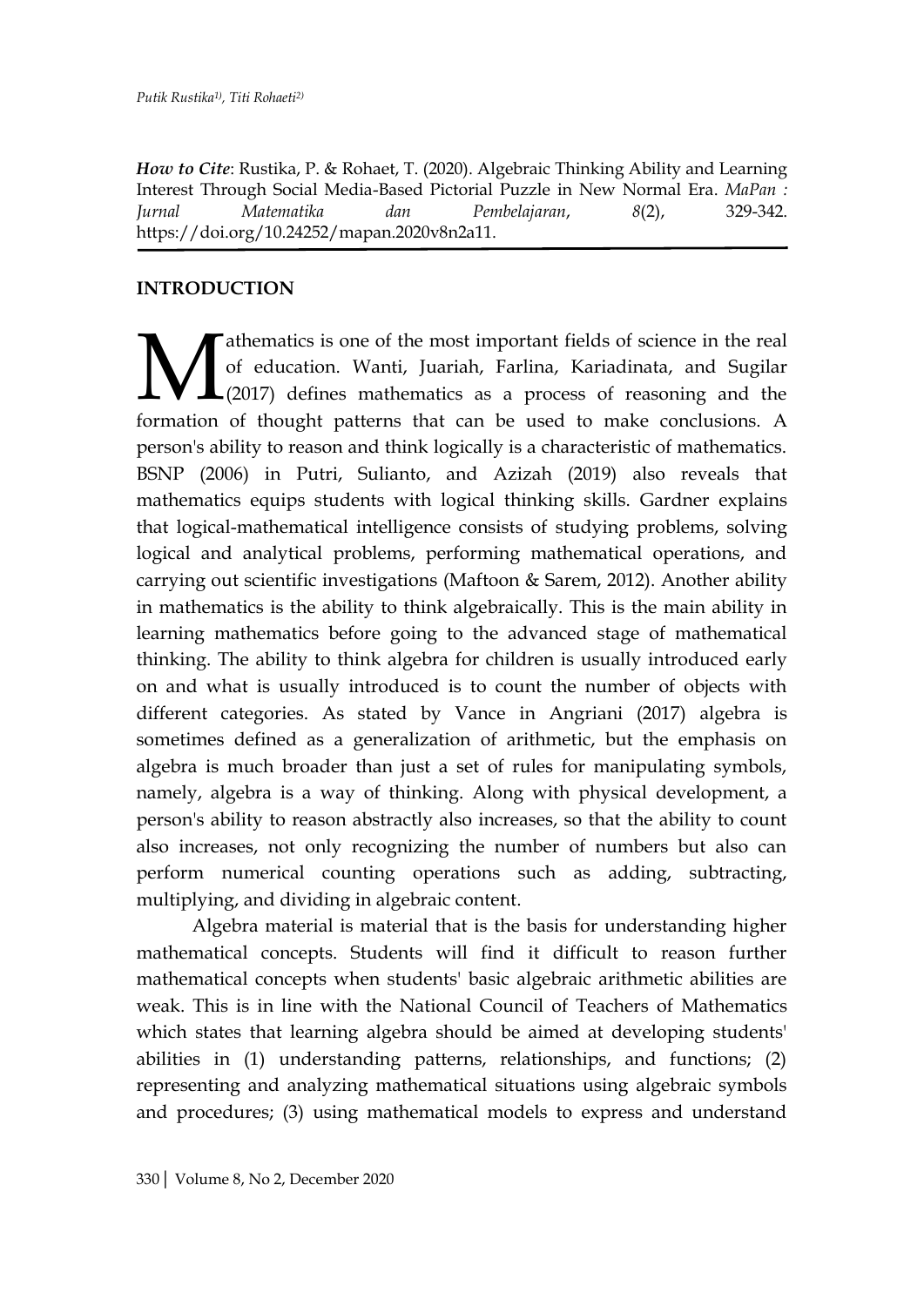*How to Cite*: Rustika, P. & Rohaet, T. (2020). Algebraic Thinking Ability and Learning Interest Through Social Media-Based Pictorial Puzzle in New Normal Era. *MaPan : Jurnal Matematika dan Pembelajaran*, *8*(2), 329-342. https://doi.org/10.24252/mapan.2020v8n2a11.

## INTRODUCTION

Mathematics is one of the most important fields of science in the real of education. Wanti, Juariah, Farlina, Kariadinata, and Sugilar (2017) defines mathematics as a process of reasoning and the formation of thought patterns that can be used to make conclusions. A person's ability to reason and think logically is a characteristic of mathematics. BSNP (2006) in Putri, Sulianto, and Azizah (2019) also reveals that mathematics equips students with logical thinking skills. Gardner explains that logical-mathematical intelligence consists of studying problems, solving logical and analytical problems, performing mathematical operations, and carrying out scientific investigations (Maftoon & Sarem, 2012). Another ability in mathematics is the ability to think algebraically. This is the main ability in learning mathematics before going to the advanced stage of mathematical thinking. The ability to think algebra for children is usually introduced early on and what is usually introduced is to count the number of objects with different categories. As stated by Vance in Angriani (2017) algebra is sometimes defined as a generalization of arithmetic, but the emphasis on algebra is much broader than just a set of rules for manipulating symbols, namely, algebra is a way of thinking. Along with physical development, a person's ability to reason abstractly also increases, so that the ability to count also increases, not only recognizing the number of numbers but also can perform numerical counting operations such as adding, subtracting, multiplying, and dividing in algebraic content.

Algebra material is material that is the basis for understanding higher mathematical concepts. Students will find it difficult to reason further mathematical concepts when students' basic algebraic arithmetic abilities are weak. This is in line with the National Council of Teachers of Mathematics which states that learning algebra should be aimed at developing students' abilities in (1) understanding patterns, relationships, and functions; (2) representing and analyzing mathematical situations using algebraic symbols and procedures; (3) using mathematical models to express and understand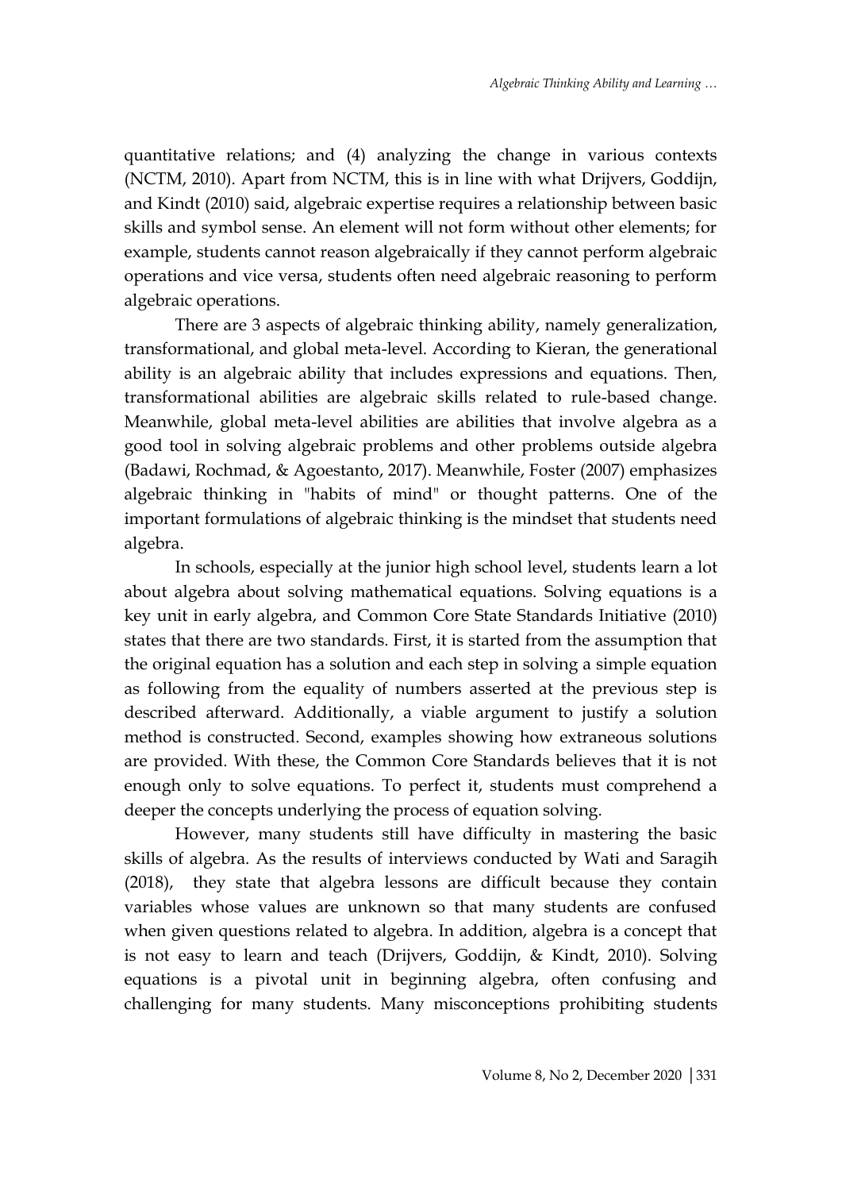quantitative relations; and (4) analyzing the change in various contexts (NCTM, 2010). Apart from NCTM, this is in line with what Drijvers, Goddijn, and Kindt (2010) said, algebraic expertise requires a relationship between basic skills and symbol sense. An element will not form without other elements; for example, students cannot reason algebraically if they cannot perform algebraic operations and vice versa, students often need algebraic reasoning to perform algebraic operations.

There are 3 aspects of algebraic thinking ability, namely generalization, transformational, and global meta-level. According to Kieran, the generational ability is an algebraic ability that includes expressions and equations. Then, transformational abilities are algebraic skills related to rule-based change. Meanwhile, global meta-level abilities are abilities that involve algebra as a good tool in solving algebraic problems and other problems outside algebra (Badawi, Rochmad, & Agoestanto, 2017). Meanwhile, Foster (2007) emphasizes algebraic thinking in "habits of mind" or thought patterns. One of the important formulations of algebraic thinking is the mindset that students need algebra.

In schools, especially at the junior high school level, students learn a lot about algebra about solving mathematical equations. Solving equations is a key unit in early algebra, and Common Core State Standards Initiative (2010) states that there are two standards. First, it is started from the assumption that the original equation has a solution and each step in solving a simple equation as following from the equality of numbers asserted at the previous step is described afterward. Additionally, a viable argument to justify a solution method is constructed. Second, examples showing how extraneous solutions are provided. With these, the Common Core Standards believes that it is not enough only to solve equations. To perfect it, students must comprehend a deeper the concepts underlying the process of equation solving.

However, many students still have difficulty in mastering the basic skills of algebra. As the results of interviews conducted by Wati and Saragih (2018), they state that algebra lessons are difficult because they contain variables whose values are unknown so that many students are confused when given questions related to algebra. In addition, algebra is a concept that is not easy to learn and teach (Drijvers, Goddijn, & Kindt, 2010). Solving equations is a pivotal unit in beginning algebra, often confusing and challenging for many students. Many misconceptions prohibiting students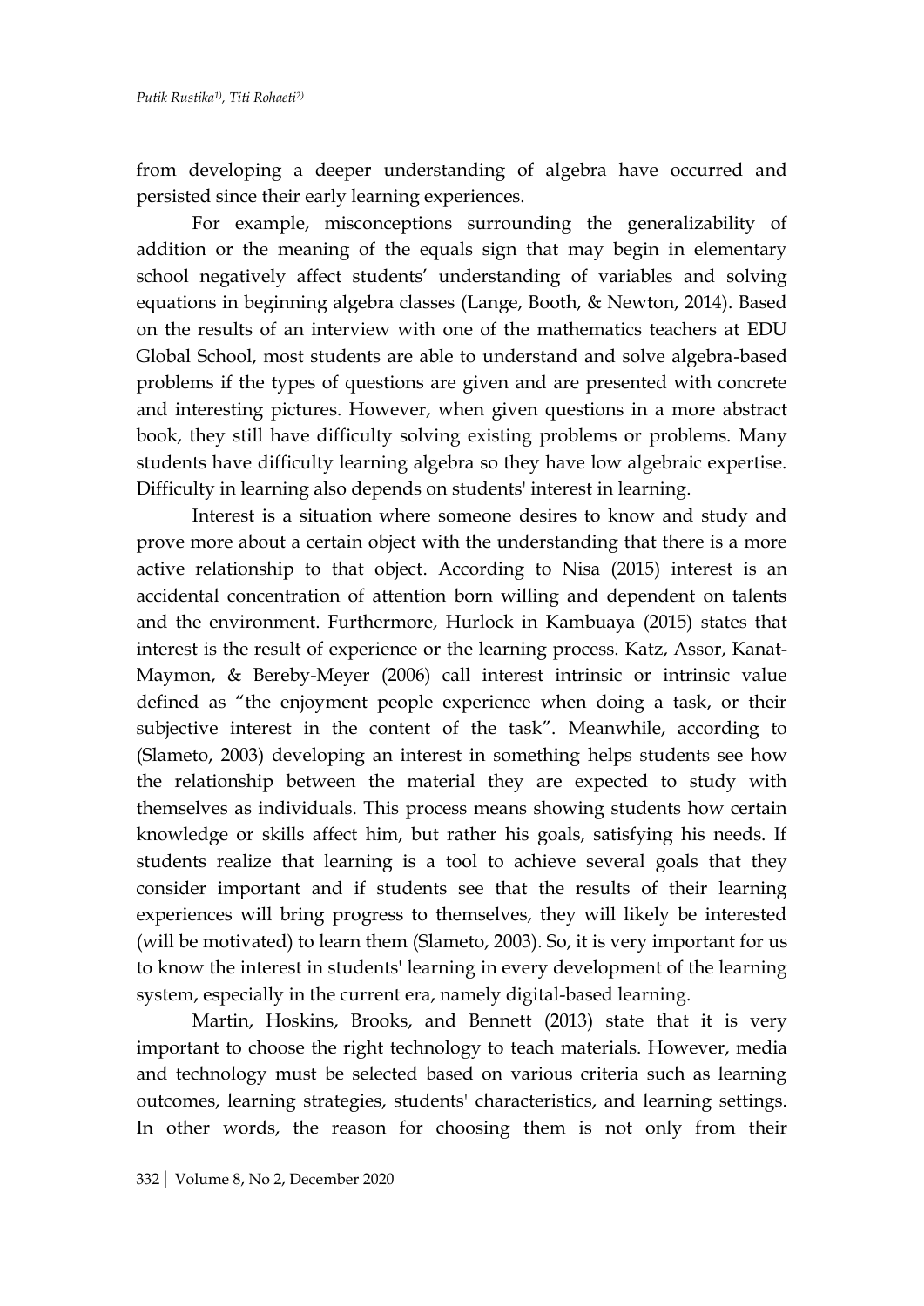from developing a deeper understanding of algebra have occurred and persisted since their early learning experiences.

For example, misconceptions surrounding the generalizability of addition or the meaning of the equals sign that may begin in elementary school negatively affect students' understanding of variables and solving equations in beginning algebra classes (Lange, Booth, & Newton, 2014). Based on the results of an interview with one of the mathematics teachers at EDU Global School, most students are able to understand and solve algebra-based problems if the types of questions are given and are presented with concrete and interesting pictures. However, when given questions in a more abstract book, they still have difficulty solving existing problems or problems. Many students have difficulty learning algebra so they have low algebraic expertise. Difficulty in learning also depends on students' interest in learning.

Interest is a situation where someone desires to know and study and prove more about a certain object with the understanding that there is a more active relationship to that object. According to Nisa (2015) interest is an accidental concentration of attention born willing and dependent on talents and the environment. Furthermore, Hurlock in Kambuaya (2015) states that interest is the result of experience or the learning process. Katz, Assor, Kanat-Maymon, & Bereby-Meyer (2006) call interest intrinsic or intrinsic value defined as "the enjoyment people experience when doing a task, or their subjective interest in the content of the task". Meanwhile, according to (Slameto, 2003) developing an interest in something helps students see how the relationship between the material they are expected to study with themselves as individuals. This process means showing students how certain knowledge or skills affect him, but rather his goals, satisfying his needs. If students realize that learning is a tool to achieve several goals that they consider important and if students see that the results of their learning experiences will bring progress to themselves, they will likely be interested (will be motivated) to learn them (Slameto, 2003). So, it is very important for us to know the interest in students' learning in every development of the learning system, especially in the current era, namely digital-based learning.

Martin, Hoskins, Brooks, and Bennett (2013) state that it is very important to choose the right technology to teach materials. However, media and technology must be selected based on various criteria such as learning outcomes, learning strategies, students' characteristics, and learning settings. In other words, the reason for choosing them is not only from their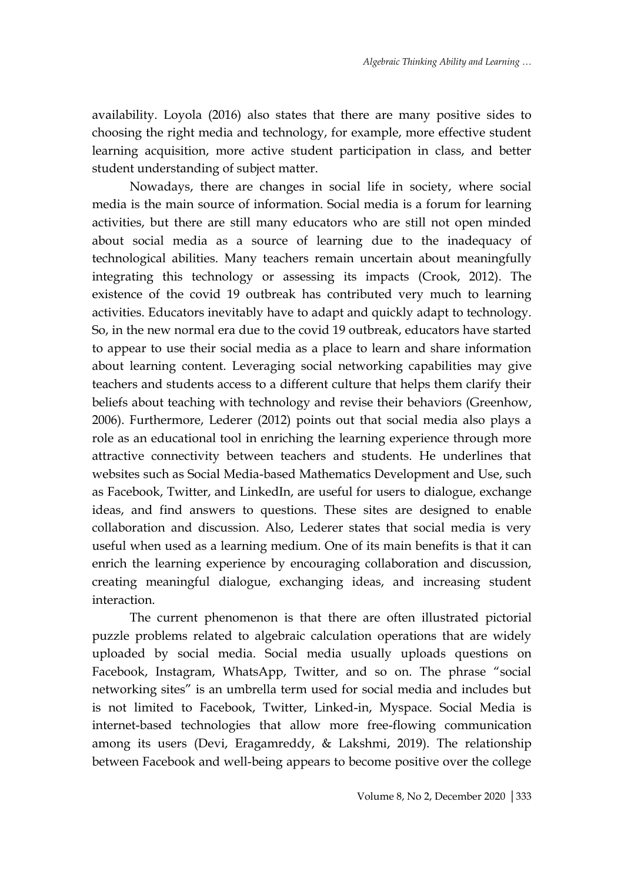availability. Loyola (2016) also states that there are many positive sides to choosing the right media and technology, for example, more effective student learning acquisition, more active student participation in class, and better student understanding of subject matter.

Nowadays, there are changes in social life in society, where social media is the main source of information. Social media is a forum for learning activities, but there are still many educators who are still not open minded about social media as a source of learning due to the inadequacy of technological abilities. Many teachers remain uncertain about meaningfully integrating this technology or assessing its impacts (Crook, 2012). The existence of the covid 19 outbreak has contributed very much to learning activities. Educators inevitably have to adapt and quickly adapt to technology. So, in the new normal era due to the covid 19 outbreak, educators have started to appear to use their social media as a place to learn and share information about learning content. Leveraging social networking capabilities may give teachers and students access to a different culture that helps them clarify their beliefs about teaching with technology and revise their behaviors (Greenhow, 2006). Furthermore, Lederer (2012) points out that social media also plays a role as an educational tool in enriching the learning experience through more attractive connectivity between teachers and students. He underlines that websites such as Social Media-based Mathematics Development and Use, such as Facebook, Twitter, and LinkedIn, are useful for users to dialogue, exchange ideas, and find answers to questions. These sites are designed to enable collaboration and discussion. Also, Lederer states that social media is very useful when used as a learning medium. One of its main benefits is that it can enrich the learning experience by encouraging collaboration and discussion, creating meaningful dialogue, exchanging ideas, and increasing student interaction.

The current phenomenon is that there are often illustrated pictorial puzzle problems related to algebraic calculation operations that are widely uploaded by social media. Social media usually uploads questions on Facebook, Instagram, WhatsApp, Twitter, and so on. The phrase "social networking sites" is an umbrella term used for social media and includes but is not limited to Facebook, Twitter, Linked-in, Myspace. Social Media is internet-based technologies that allow more free-flowing communication among its users (Devi, Eragamreddy, & Lakshmi, 2019). The relationship between Facebook and well-being appears to become positive over the college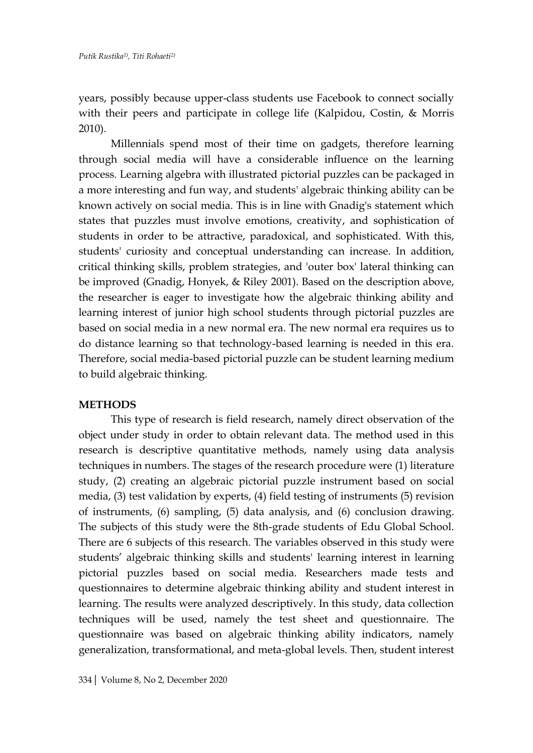years, possibly because upper-class students use Facebook to connect socially with their peers and participate in college life (Kalpidou, Costin, & Morris 2010).

Millennials spend most of their time on gadgets, therefore learning through social media will have a considerable influence on the learning process. Learning algebra with illustrated pictorial puzzles can be packaged in a more interesting and fun way, and students' algebraic thinking ability can be known actively on social media. This is in line with Gnadig's statement which states that puzzles must involve emotions, creativity, and sophistication of students in order to be attractive, paradoxical, and sophisticated. With this, students' curiosity and conceptual understanding can increase. In addition, critical thinking skills, problem strategies, and 'outer box' lateral thinking can be improved (Gnadig, Honyek, & Riley 2001). Based on the description above, the researcher is eager to investigate how the algebraic thinking ability and learning interest of junior high school students through pictorial puzzles are based on social media in a new normal era. The new normal era requires us to do distance learning so that technology-based learning is needed in this era. Therefore, social media-based pictorial puzzle can be student learning medium to build algebraic thinking.

## METHODS

This type of research is field research, namely direct observation of the object under study in order to obtain relevant data. The method used in this research is descriptive quantitative methods, namely using data analysis techniques in numbers. The stages of the research procedure were (1) literature study, (2) creating an algebraic pictorial puzzle instrument based on social media, (3) test validation by experts, (4) field testing of instruments (5) revision of instruments, (6) sampling, (5) data analysis, and (6) conclusion drawing. The subjects of this study were the 8th-grade students of Edu Global School. There are 6 subjects of this research. The variables observed in this study were students' algebraic thinking skills and students' learning interest in learning pictorial puzzles based on social media. Researchers made tests and questionnaires to determine algebraic thinking ability and student interest in learning. The results were analyzed descriptively. In this study, data collection techniques will be used, namely the test sheet and questionnaire. The questionnaire was based on algebraic thinking ability indicators, namely generalization, transformational, and meta-global levels. Then, student interest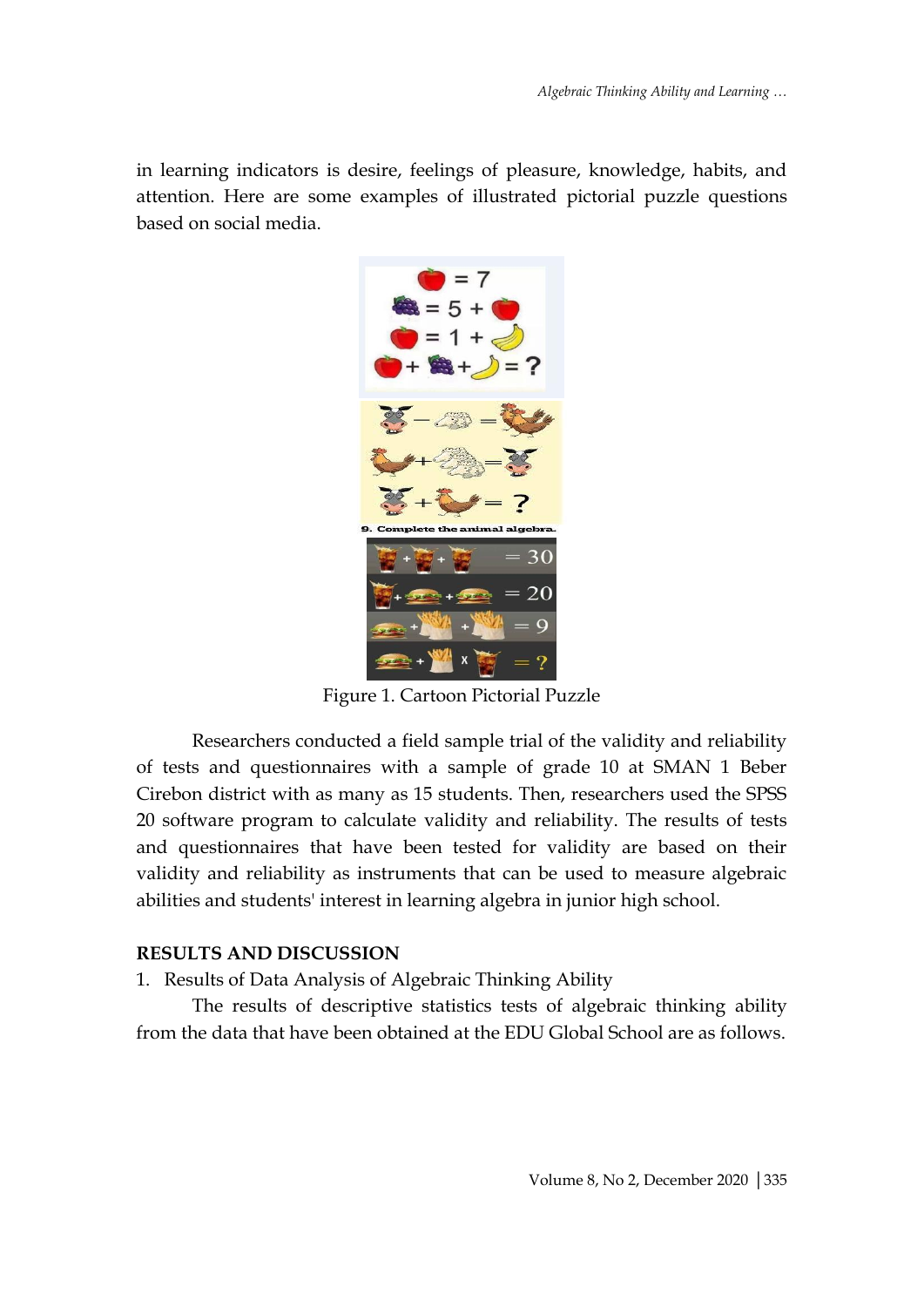in learning indicators is desire, feelings of pleasure, knowledge, habits, and attention. Here are some examples of illustrated pictorial puzzle questions based on social media.

Figure 1. Cartoon Pictorial Puzzle

Researchers conducted a field sample trial of the validity and reliability of tests and questionnaires with a sample of grade 10 at SMAN 1 Beber Cirebon district with as many as 15 students. Then, researchers used the SPSS 20 software program to calculate validity and reliability. The results of tests and questionnaires that have been tested for validity are based on their validity and reliability as instruments that can be used to measure algebraic abilities and students' interest in learning algebra in junior high school.

## RESULTS AND DISCUSSION

1. Results of Data Analysis of Algebraic Thinking Ability

The results of descriptive statistics tests of algebraic thinking ability from the data that have been obtained at the EDU Global School are as follows.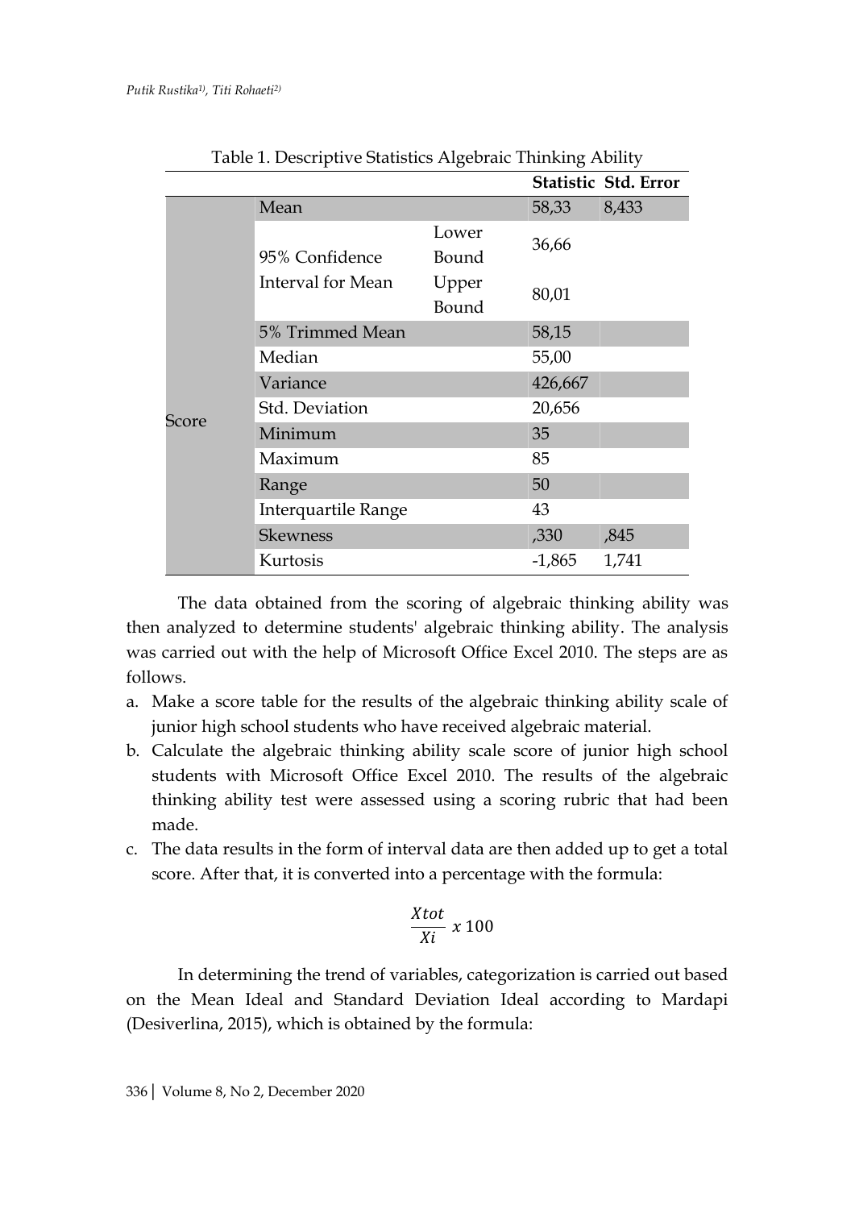Table 1. Descriptive Statistics Algebraic Thinking Ability

| | | | Statistic | Std. Error |
|---|---|---|---|---|
| Score | Mean | | 58,33 | 8,433 |
| | 95% Confidence Interval for Mean | Lower Bound | 36,66 | |
| | | Upper Bound | 80,01 | |
| | 5% Trimmed Mean | | 58,15 | |
| | Median | | 55,00 | |
| | Variance | | 426,667 | |
| | Std. Deviation | | 20,656 | |
| | Minimum | | 35 | |
| | Maximum | | 85 | |
| | Range | | 50 | |
| | Interquartile Range | | 43 | |
| | Skewness | | ,330 | ,845 |
| | Kurtosis | | -1,865 | 1,741 |

The data obtained from the scoring of algebraic thinking ability was then analyzed to determine students' algebraic thinking ability. The analysis was carried out with the help of Microsoft Office Excel 2010. The steps are as follows.

a. Make a score table for the results of the algebraic thinking ability scale of junior high school students who have received algebraic material.
b. Calculate the algebraic thinking ability scale score of junior high school students with Microsoft Office Excel 2010. The results of the algebraic thinking ability test were assessed using a scoring rubric that had been made.
c. The data results in the form of interval data are then added up to get a total score. After that, it is converted into a percentage with the formula:

$$\frac{Xtot}{Xi}\ x\ 100$$

In determining the trend of variables, categorization is carried out based on the Mean Ideal and Standard Deviation Ideal according to Mardapi (Desiverlina, 2015), which is obtained by the formula: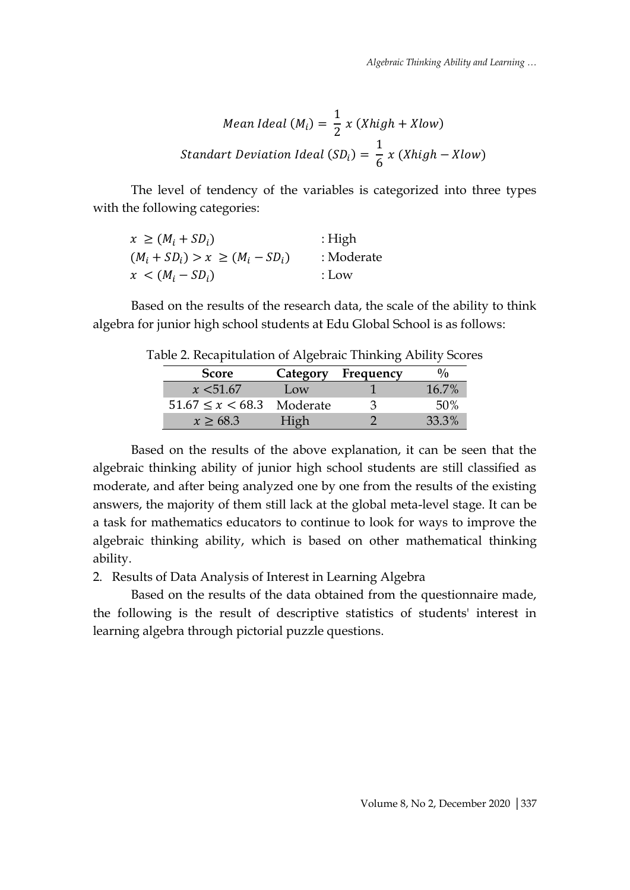$$Mean\ Ideal\ (M_i) = \frac{1}{2}\ x\ (Xhigh + Xlow)$$

$$Standart\ Deviation\ Ideal\ (SD_i) = \frac{1}{6}\ x\ (Xhigh - Xlow)$$

The level of tendency of the variables is categorized into three types with the following categories:

| | |
|---|---|
| $x \geq (M_i + SD_i)$ | : High |
| $(M_i + SD_i) > x \geq (M_i - SD_i)$ | : Moderate |
| $x < (M_i - SD_i)$ | : Low |

Based on the results of the research data, the scale of the ability to think algebra for junior high school students at Edu Global School is as follows:

Table 2. Recapitulation of Algebraic Thinking Ability Scores

| Score | Category | Frequency | % |
|---|---|---|---|
| $x$ <51.67 | Low | 1 | 16.7% |
| $51.67 \leq x < 68.3$ | Moderate | 3 | 50% |
| $x \geq 68.3$ | High | 2 | 33.3% |

Based on the results of the above explanation, it can be seen that the algebraic thinking ability of junior high school students are still classified as moderate, and after being analyzed one by one from the results of the existing answers, the majority of them still lack at the global meta-level stage. It can be a task for mathematics educators to continue to look for ways to improve the algebraic thinking ability, which is based on other mathematical thinking ability.

2. Results of Data Analysis of Interest in Learning Algebra

Based on the results of the data obtained from the questionnaire made, the following is the result of descriptive statistics of students' interest in learning algebra through pictorial puzzle questions.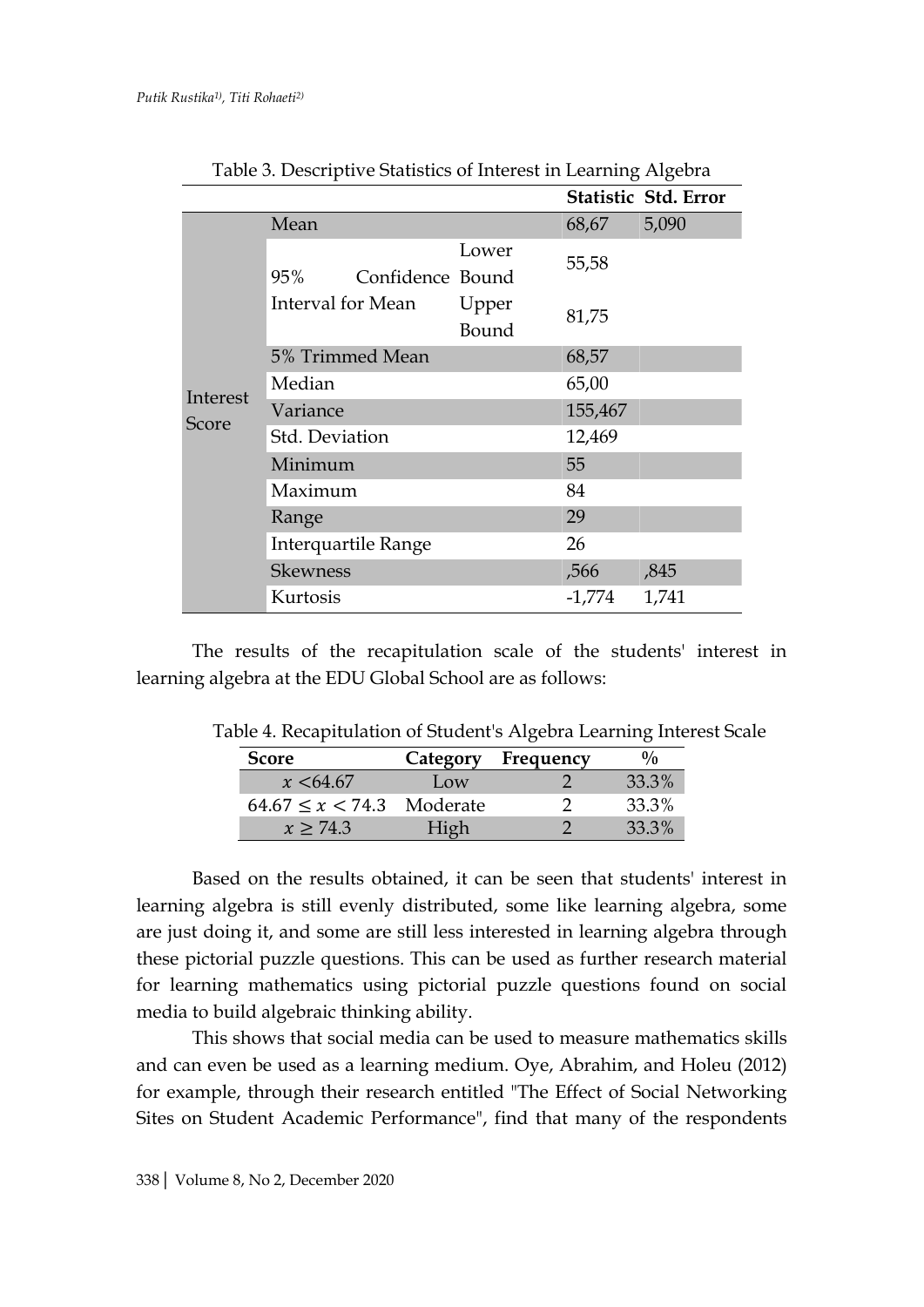Table 3. Descriptive Statistics of Interest in Learning Algebra

| | | | Statistic | Std. Error |
|---|---|---|---|---|
| Interest Score | Mean | | 68,67 | 5,090 |
| | 95% Confidence Interval for Mean | Lower Bound | 55,58 | |
| | | Upper Bound | 81,75 | |
| | 5% Trimmed Mean | | 68,57 | |
| | Median | | 65,00 | |
| | Variance | | 155,467 | |
| | Std. Deviation | | 12,469 | |
| | Minimum | | 55 | |
| | Maximum | | 84 | |
| | Range | | 29 | |
| | Interquartile Range | | 26 | |
| | Skewness | | ,566 | ,845 |
| | Kurtosis | | -1,774 | 1,741 |

The results of the recapitulation scale of the students' interest in learning algebra at the EDU Global School are as follows:

Table 4. Recapitulation of Student's Algebra Learning Interest Scale

| Score | Category | Frequency | % |
|---|---|---|---|
| $x < 64.67$ | Low | 2 | 33.3% |
| $64.67 \leq x < 74.3$ | Moderate | 2 | 33.3% |
| $x \geq 74.3$ | High | 2 | 33.3% |

Based on the results obtained, it can be seen that students' interest in learning algebra is still evenly distributed, some like learning algebra, some are just doing it, and some are still less interested in learning algebra through these pictorial puzzle questions. This can be used as further research material for learning mathematics using pictorial puzzle questions found on social media to build algebraic thinking ability.

This shows that social media can be used to measure mathematics skills and can even be used as a learning medium. Oye, Abrahim, and Holeu (2012) for example, through their research entitled "The Effect of Social Networking Sites on Student Academic Performance", find that many of the respondents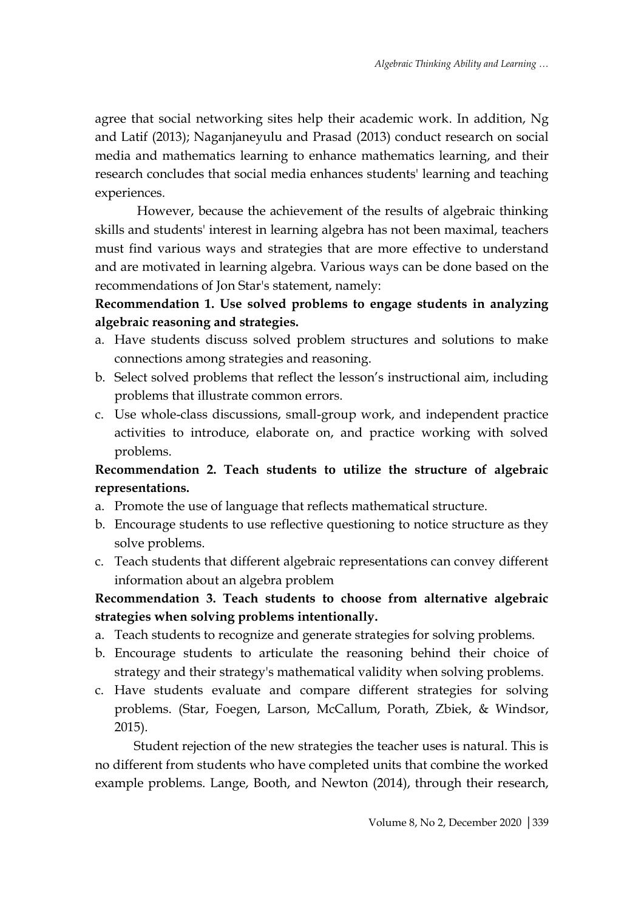agree that social networking sites help their academic work. In addition, Ng and Latif (2013); Naganjaneyulu and Prasad (2013) conduct research on social media and mathematics learning to enhance mathematics learning, and their research concludes that social media enhances students' learning and teaching experiences.

However, because the achievement of the results of algebraic thinking skills and students' interest in learning algebra has not been maximal, teachers must find various ways and strategies that are more effective to understand and are motivated in learning algebra. Various ways can be done based on the recommendations of Jon Star's statement, namely:

**Recommendation 1. Use solved problems to engage students in analyzing algebraic reasoning and strategies.**

a. Have students discuss solved problem structures and solutions to make connections among strategies and reasoning.
b. Select solved problems that reflect the lesson's instructional aim, including problems that illustrate common errors.
c. Use whole-class discussions, small-group work, and independent practice activities to introduce, elaborate on, and practice working with solved problems.

**Recommendation 2. Teach students to utilize the structure of algebraic representations.**

a. Promote the use of language that reflects mathematical structure.
b. Encourage students to use reflective questioning to notice structure as they solve problems.
c. Teach students that different algebraic representations can convey different information about an algebra problem

**Recommendation 3. Teach students to choose from alternative algebraic strategies when solving problems intentionally.**

a. Teach students to recognize and generate strategies for solving problems.
b. Encourage students to articulate the reasoning behind their choice of strategy and their strategy's mathematical validity when solving problems.
c. Have students evaluate and compare different strategies for solving problems. (Star, Foegen, Larson, McCallum, Porath, Zbiek, & Windsor, 2015).

Student rejection of the new strategies the teacher uses is natural. This is no different from students who have completed units that combine the worked example problems. Lange, Booth, and Newton (2014), through their research,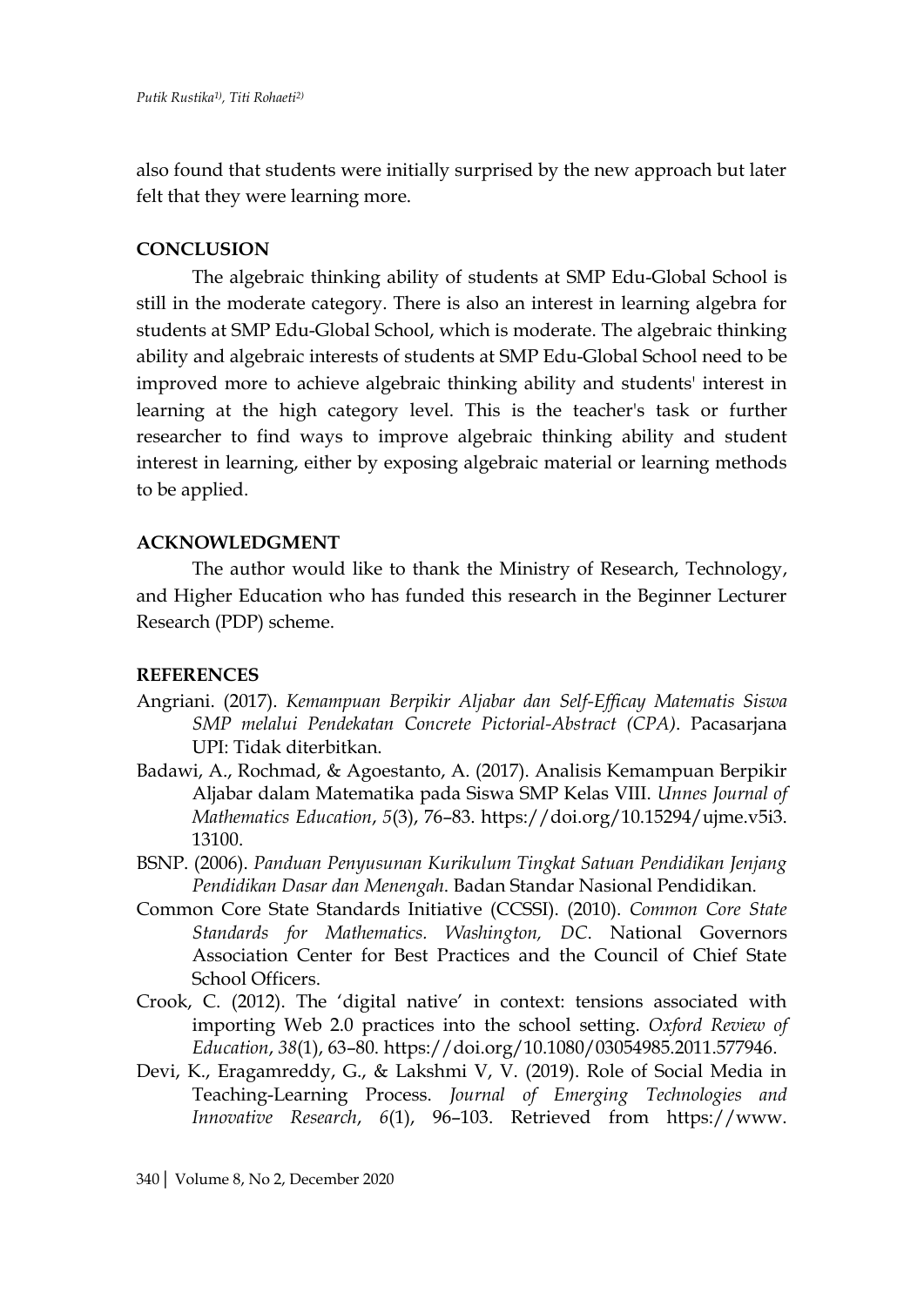also found that students were initially surprised by the new approach but later felt that they were learning more.

## CONCLUSION

The algebraic thinking ability of students at SMP Edu-Global School is still in the moderate category. There is also an interest in learning algebra for students at SMP Edu-Global School, which is moderate. The algebraic thinking ability and algebraic interests of students at SMP Edu-Global School need to be improved more to achieve algebraic thinking ability and students' interest in learning at the high category level. This is the teacher's task or further researcher to find ways to improve algebraic thinking ability and student interest in learning, either by exposing algebraic material or learning methods to be applied.

## ACKNOWLEDGMENT

The author would like to thank the Ministry of Research, Technology, and Higher Education who has funded this research in the Beginner Lecturer Research (PDP) scheme.

## REFERENCES

Angriani. (2017). *Kemampuan Berpikir Aljabar dan Self-Efficay Matematis Siswa SMP melalui Pendekatan Concrete Pictorial-Abstract (CPA)*. Pacasarjana UPI: Tidak diterbitkan.

Badawi, A., Rochmad, & Agoestanto, A. (2017). Analisis Kemampuan Berpikir Aljabar dalam Matematika pada Siswa SMP Kelas VIII. *Unnes Journal of Mathematics Education*, *5*(3), 76–83. https://doi.org/10.15294/ujme.v5i3.13100.

BSNP. (2006). *Panduan Penyusunan Kurikulum Tingkat Satuan Pendidikan Jenjang Pendidikan Dasar dan Menengah*. Badan Standar Nasional Pendidikan.

Common Core State Standards Initiative (CCSSI). (2010). *Common Core State Standards for Mathematics*. *Washington, DC*. National Governors Association Center for Best Practices and the Council of Chief State School Officers.

Crook, C. (2012). The 'digital native' in context: tensions associated with importing Web 2.0 practices into the school setting. *Oxford Review of Education*, *38*(1), 63–80. https://doi.org/10.1080/03054985.2011.577946.

Devi, K., Eragamreddy, G., & Lakshmi V, V. (2019). Role of Social Media in Teaching-Learning Process. *Journal of Emerging Technologies and Innovative Research*, *6*(1), 96–103. Retrieved from https://www.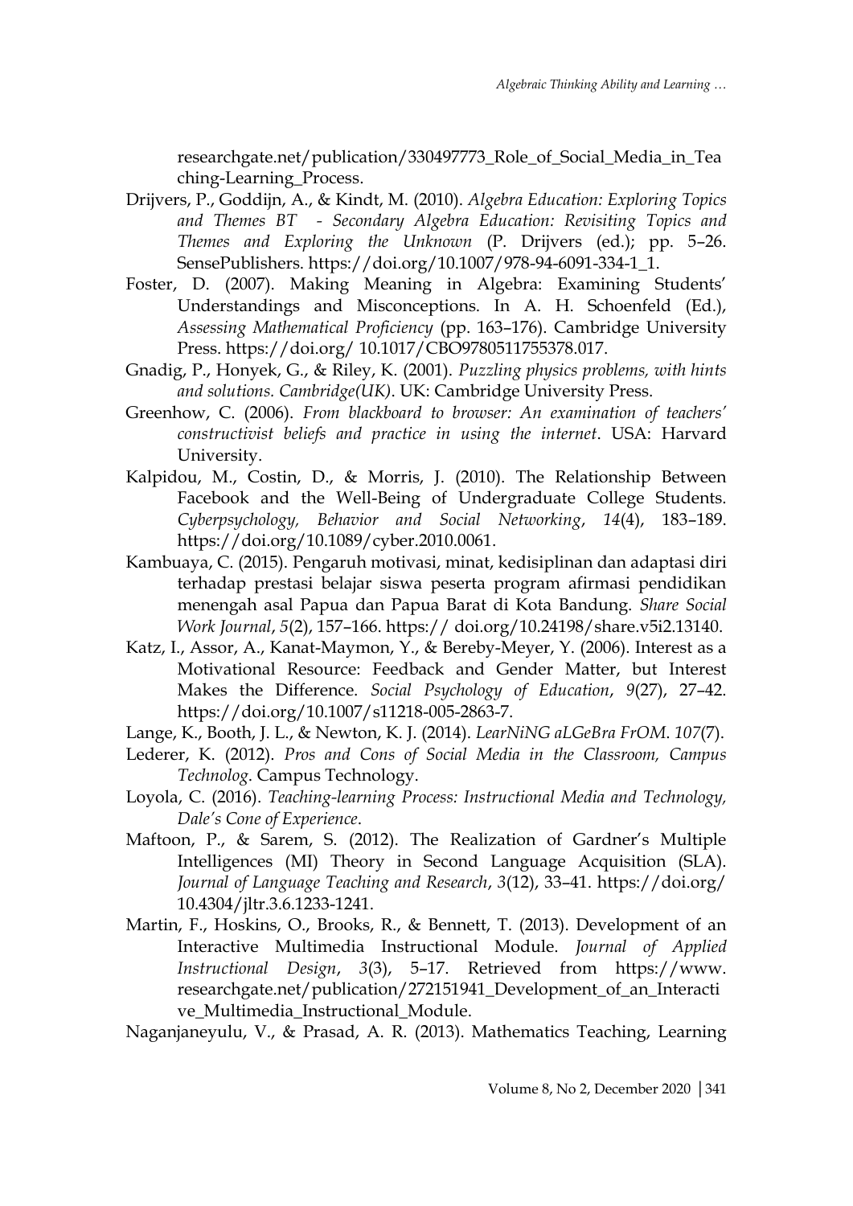researchgate.net/publication/330497773_Role_of_Social_Media_in_Teaching-Learning_Process.

Drijvers, P., Goddijn, A., & Kindt, M. (2010). *Algebra Education: Exploring Topics and Themes BT - Secondary Algebra Education: Revisiting Topics and Themes and Exploring the Unknown* (P. Drijvers (ed.); pp. 5–26. SensePublishers. https://doi.org/10.1007/978-94-6091-334-1_1.

Foster, D. (2007). Making Meaning in Algebra: Examining Students' Understandings and Misconceptions. In A. H. Schoenfeld (Ed.), *Assessing Mathematical Proficiency* (pp. 163–176). Cambridge University Press. https://doi.org/ 10.1017/CBO9780511755378.017.

Gnadig, P., Honyek, G., & Riley, K. (2001). *Puzzling physics problems, with hints and solutions. Cambridge(UK)*. UK: Cambridge University Press.

Greenhow, C. (2006). *From blackboard to browser: An examination of teachers' constructivist beliefs and practice in using the internet*. USA: Harvard University.

Kalpidou, M., Costin, D., & Morris, J. (2010). The Relationship Between Facebook and the Well-Being of Undergraduate College Students. *Cyberpsychology, Behavior and Social Networking*, *14*(4), 183–189. https://doi.org/10.1089/cyber.2010.0061.

Kambuaya, C. (2015). Pengaruh motivasi, minat, kedisiplinan dan adaptasi diri terhadap prestasi belajar siswa peserta program afirmasi pendidikan menengah asal Papua dan Papua Barat di Kota Bandung. *Share Social Work Journal*, *5*(2), 157–166. https:// doi.org/10.24198/share.v5i2.13140.

Katz, I., Assor, A., Kanat-Maymon, Y., & Bereby-Meyer, Y. (2006). Interest as a Motivational Resource: Feedback and Gender Matter, but Interest Makes the Difference. *Social Psychology of Education*, *9*(27), 27–42. https://doi.org/10.1007/s11218-005-2863-7.

Lange, K., Booth, J. L., & Newton, K. J. (2014). *LearNiNG aLGeBra FrOM*. *107*(7).

Lederer, K. (2012). *Pros and Cons of Social Media in the Classroom, Campus Technolog*. Campus Technology.

Loyola, C. (2016). *Teaching-learning Process: Instructional Media and Technology, Dale's Cone of Experience*.

Maftoon, P., & Sarem, S. (2012). The Realization of Gardner's Multiple Intelligences (MI) Theory in Second Language Acquisition (SLA). *Journal of Language Teaching and Research*, *3*(12), 33–41. https://doi.org/ 10.4304/jltr.3.6.1233-1241.

Martin, F., Hoskins, O., Brooks, R., & Bennett, T. (2013). Development of an Interactive Multimedia Instructional Module. *Journal of Applied Instructional Design*, *3*(3), 5–17. Retrieved from https://www. researchgate.net/publication/272151941_Development_of_an_Interactive_Multimedia_Instructional_Module.

Naganjaneyulu, V., & Prasad, A. R. (2013). Mathematics Teaching, Learning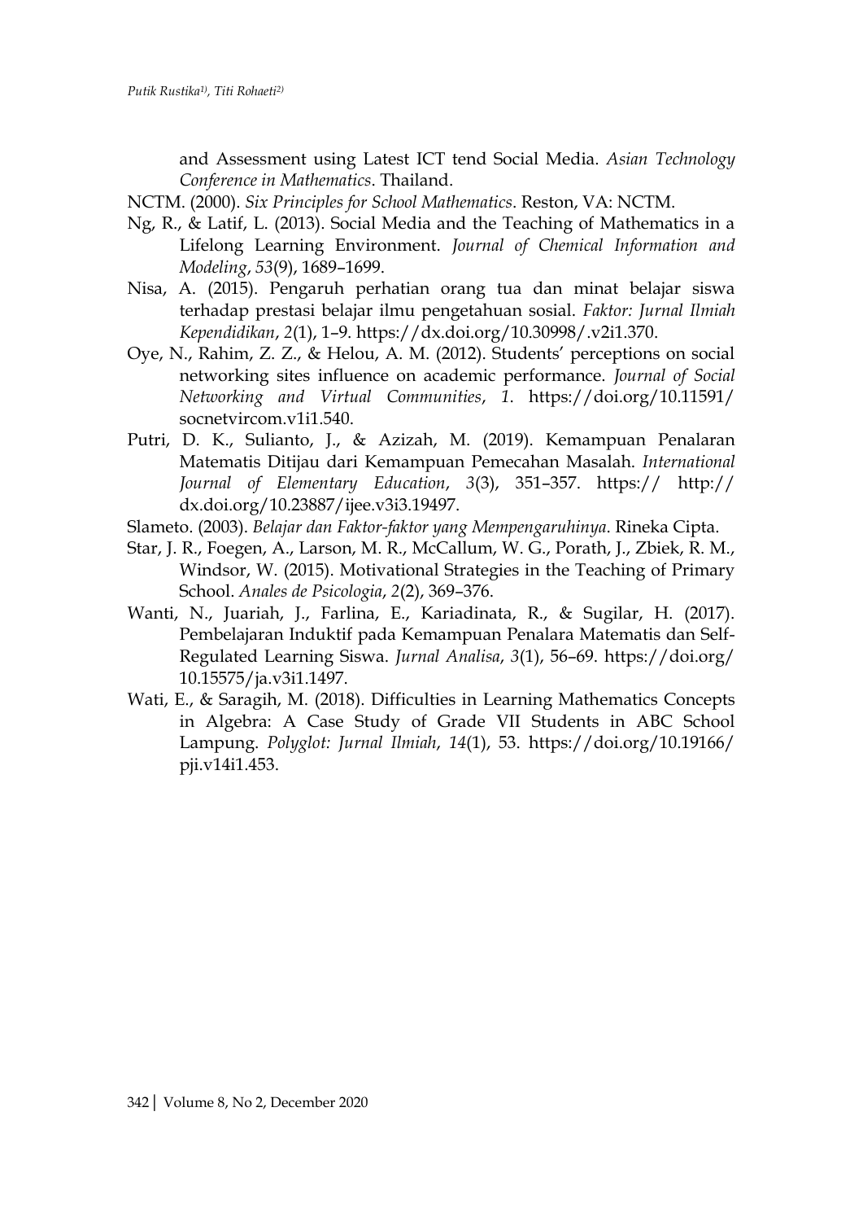and Assessment using Latest ICT tend Social Media. *Asian Technology Conference in Mathematics*. Thailand.

NCTM. (2000). *Six Principles for School Mathematics*. Reston, VA: NCTM.

Ng, R., & Latif, L. (2013). Social Media and the Teaching of Mathematics in a Lifelong Learning Environment. *Journal of Chemical Information and Modeling*, *53*(9), 1689–1699.

Nisa, A. (2015). Pengaruh perhatian orang tua dan minat belajar siswa terhadap prestasi belajar ilmu pengetahuan sosial. *Faktor: Jurnal Ilmiah Kependidikan*, *2*(1), 1–9. https://dx.doi.org/10.30998/.v2i1.370.

Oye, N., Rahim, Z. Z., & Helou, A. M. (2012). Students' perceptions on social networking sites influence on academic performance. *Journal of Social Networking and Virtual Communities*, *1*. https://doi.org/10.11591/socnetvircom.v1i1.540.

Putri, D. K., Sulianto, J., & Azizah, M. (2019). Kemampuan Penalaran Matematis Ditijau dari Kemampuan Pemecahan Masalah. *International Journal of Elementary Education*, *3*(3), 351–357. https:// http://dx.doi.org/10.23887/ijee.v3i3.19497.

Slameto. (2003). *Belajar dan Faktor-faktor yang Mempengaruhinya*. Rineka Cipta.

Star, J. R., Foegen, A., Larson, M. R., McCallum, W. G., Porath, J., Zbiek, R. M., Windsor, W. (2015). Motivational Strategies in the Teaching of Primary School. *Anales de Psicologia*, *2*(2), 369–376.

Wanti, N., Juariah, J., Farlina, E., Kariadinata, R., & Sugilar, H. (2017). Pembelajaran Induktif pada Kemampuan Penalara Matematis dan Self-Regulated Learning Siswa. *Jurnal Analisa*, *3*(1), 56–69. https://doi.org/10.15575/ja.v3i1.1497.

Wati, E., & Saragih, M. (2018). Difficulties in Learning Mathematics Concepts in Algebra: A Case Study of Grade VII Students in ABC School Lampung. *Polyglot: Jurnal Ilmiah*, *14*(1), 53. https://doi.org/10.19166/pji.v14i1.453.